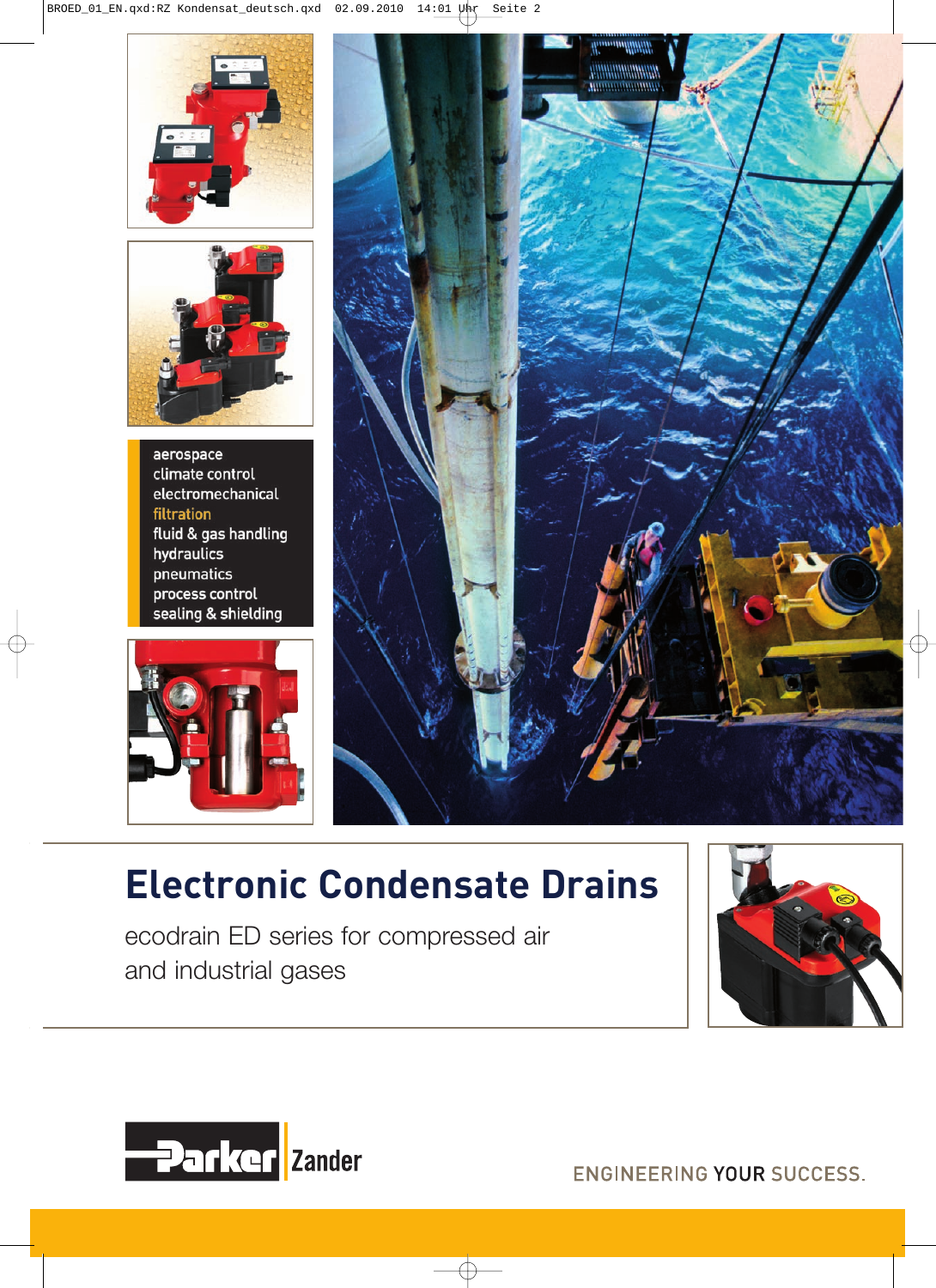aerospace
climate control
electromechanical
filtration
fluid & gas handling
hydraulics
pneumatics
process control
sealing & shielding

# Electronic Condensate Drains

ecodrain ED series for compressed air and industrial gases

Parker Zander

ENGINEERING YOUR SUCCESS.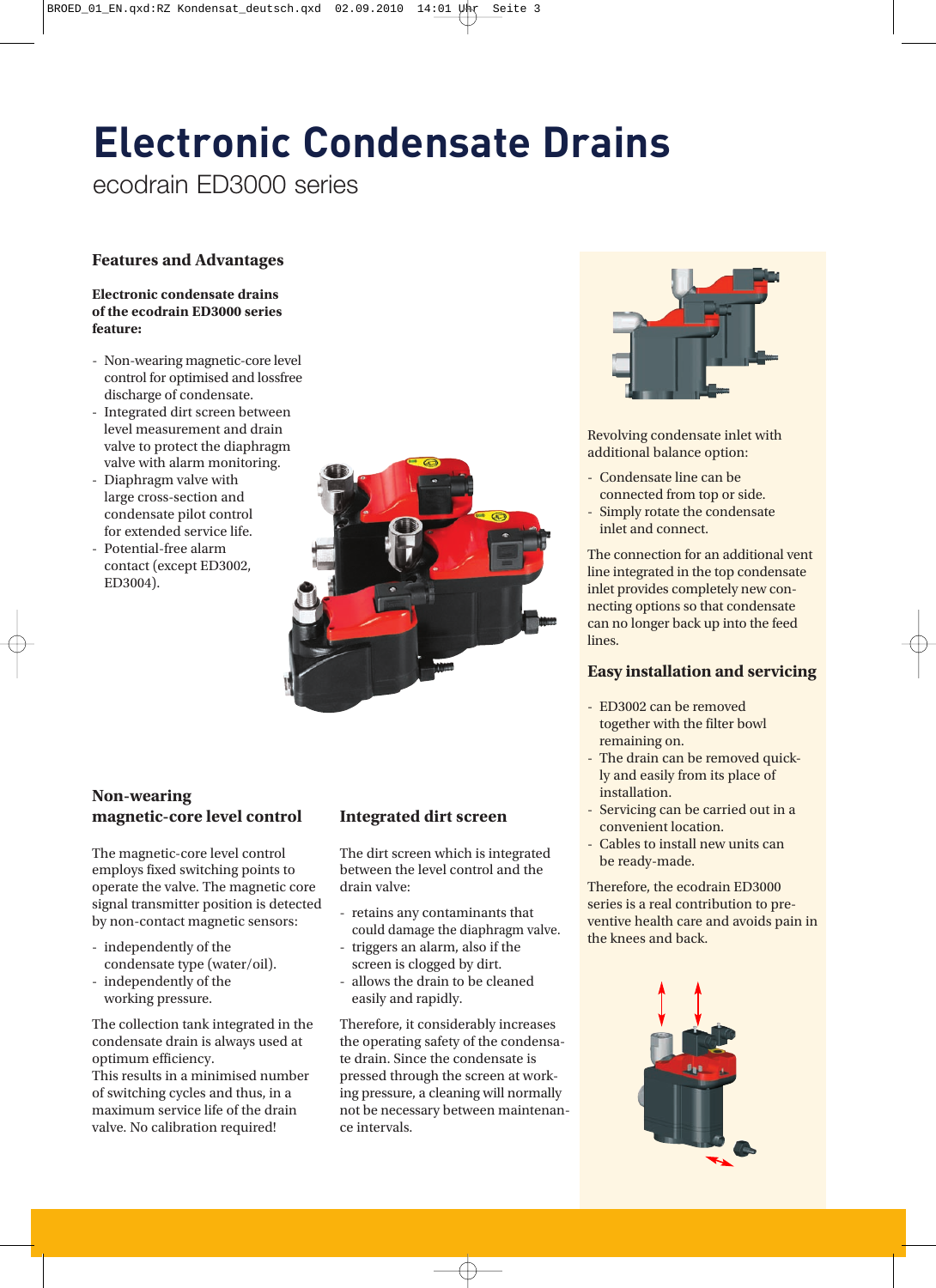# Electronic Condensate Drains

ecodrain ED3000 series

## Features and Advantages

**Electronic condensate drains of the ecodrain ED3000 series feature:**

- Non-wearing magnetic-core level control for optimised and lossfree discharge of condensate.
- Integrated dirt screen between level measurement and drain valve to protect the diaphragm valve with alarm monitoring.
- Diaphragm valve with large cross-section and condensate pilot control for extended service life.
- Potential-free alarm contact (except ED3002, ED3004).

## Non-wearing magnetic-core level control

The magnetic-core level control employs fixed switching points to operate the valve. The magnetic core signal transmitter position is detected by non-contact magnetic sensors:

- independently of the condensate type (water/oil).
- independently of the working pressure.

The collection tank integrated in the condensate drain is always used at optimum efficiency.
This results in a minimised number of switching cycles and thus, in a maximum service life of the drain valve. No calibration required!

## Integrated dirt screen

The dirt screen which is integrated between the level control and the drain valve:

- retains any contaminants that could damage the diaphragm valve.
- triggers an alarm, also if the screen is clogged by dirt.
- allows the drain to be cleaned easily and rapidly.

Therefore, it considerably increases the operating safety of the condensate drain. Since the condensate is pressed through the screen at working pressure, a cleaning will normally not be necessary between maintenance intervals.

Revolving condensate inlet with additional balance option:

- Condensate line can be connected from top or side.
- Simply rotate the condensate inlet and connect.

The connection for an additional vent line integrated in the top condensate inlet provides completely new connecting options so that condensate can no longer back up into the feed lines.

## Easy installation and servicing

- ED3002 can be removed together with the filter bowl remaining on.
- The drain can be removed quickly and easily from its place of installation.
- Servicing can be carried out in a convenient location.
- Cables to install new units can be ready-made.

Therefore, the ecodrain ED3000 series is a real contribution to preventive health care and avoids pain in the knees and back.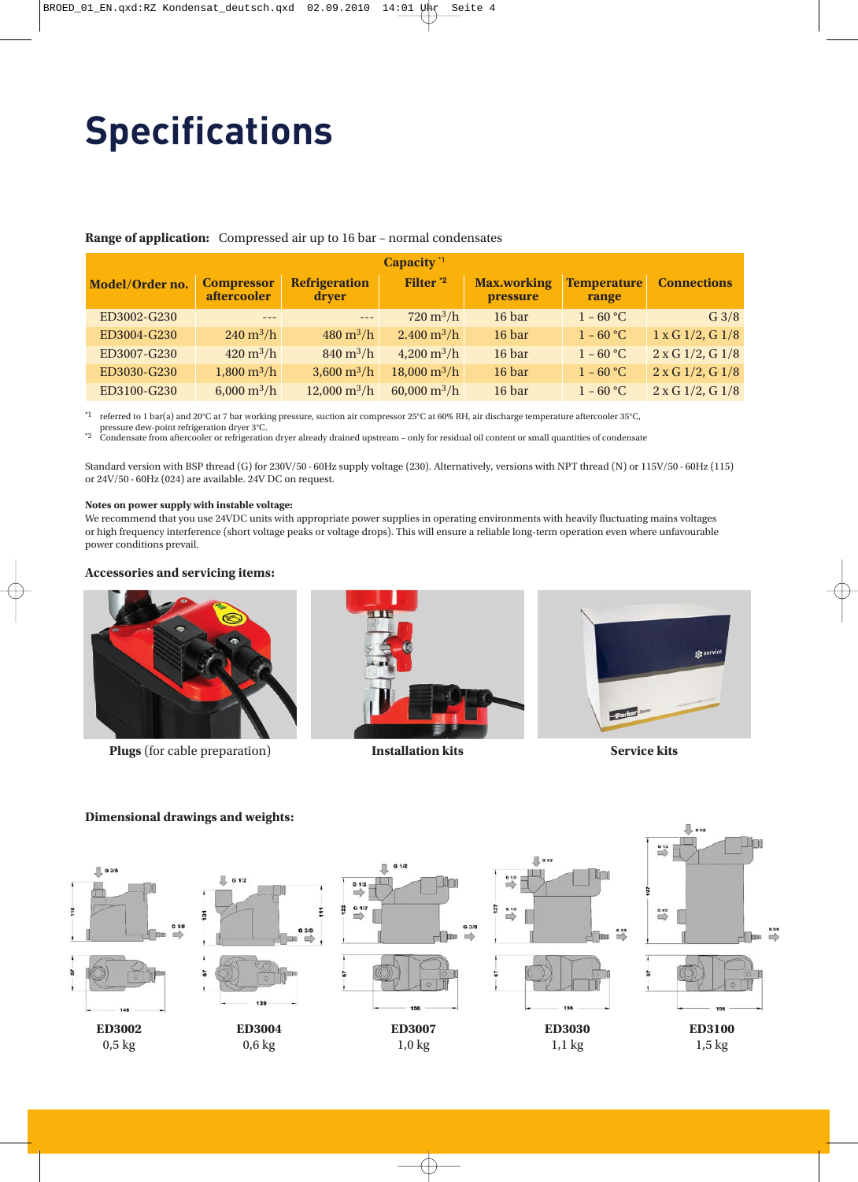# Specifications

**Range of application:** Compressed air up to 16 bar – normal condensates

| Model/Order no. | Capacity [*1] | | | Max.working pressure | Temperature range | Connections |
|---|---|---|---|---|---|---|
| | Compressor aftercooler | Refrigeration dryer | Filter [*2] | | | |
| ED3002-G230 | --- | --- | 720 $m^3/h$ | 16 bar | 1 – 60 °C | G 3/8 |
| ED3004-G230 | 240 $m^3/h$ | 480 $m^3/h$ | 2.400 $m^3/h$ | 16 bar | 1 – 60 °C | 1 x G 1/2, G 1/8 |
| ED3007-G230 | 420 $m^3/h$ | 840 $m^3/h$ | 4,200 $m^3/h$ | 16 bar | 1 – 60 °C | 2 x G 1/2, G 1/8 |
| ED3030-G230 | 1,800 $m^3/h$ | 3,600 $m^3/h$ | 18,000 $m^3/h$ | 16 bar | 1 – 60 °C | 2 x G 1/2, G 1/8 |
| ED3100-G230 | 6,000 $m^3/h$ | 12,000 $m^3/h$ | 60,000 $m^3/h$ | 16 bar | 1 – 60 °C | 2 x G 1/2, G 1/8 |

[*1] referred to 1 bar(a) and 20°C at 7 bar working pressure, suction air compressor 25°C at 60% RH, air discharge temperature aftercooler 35°C, pressure dew-point refrigeration dryer 3°C.
[*2] Condensate from aftercooler or refrigeration dryer already drained upstream – only for residual oil content or small quantities of condensate

Standard version with BSP thread (G) for 230V/50 - 60Hz supply voltage (230). Alternatively, versions with NPT thread (N) or 115V/50 - 60Hz (115) or 24V/50 - 60Hz (024) are available. 24V DC on request.

**Notes on power supply with instable voltage:**
We recommend that you use 24VDC units with appropriate power supplies in operating environments with heavily fluctuating mains voltages or high frequency interference (short voltage peaks or voltage drops). This will ensure a reliable long-term operation even where unfavourable power conditions prevail.

### Accessories and servicing items:

**Plugs** (for cable preparation)

**Installation kits**

**Service kits**

### Dimensional drawings and weights:

**ED3002**
0,5 kg

**ED3004**
0,6 kg

**ED3007**
1,0 kg

**ED3030**
1,1 kg

**ED3100**
1,5 kg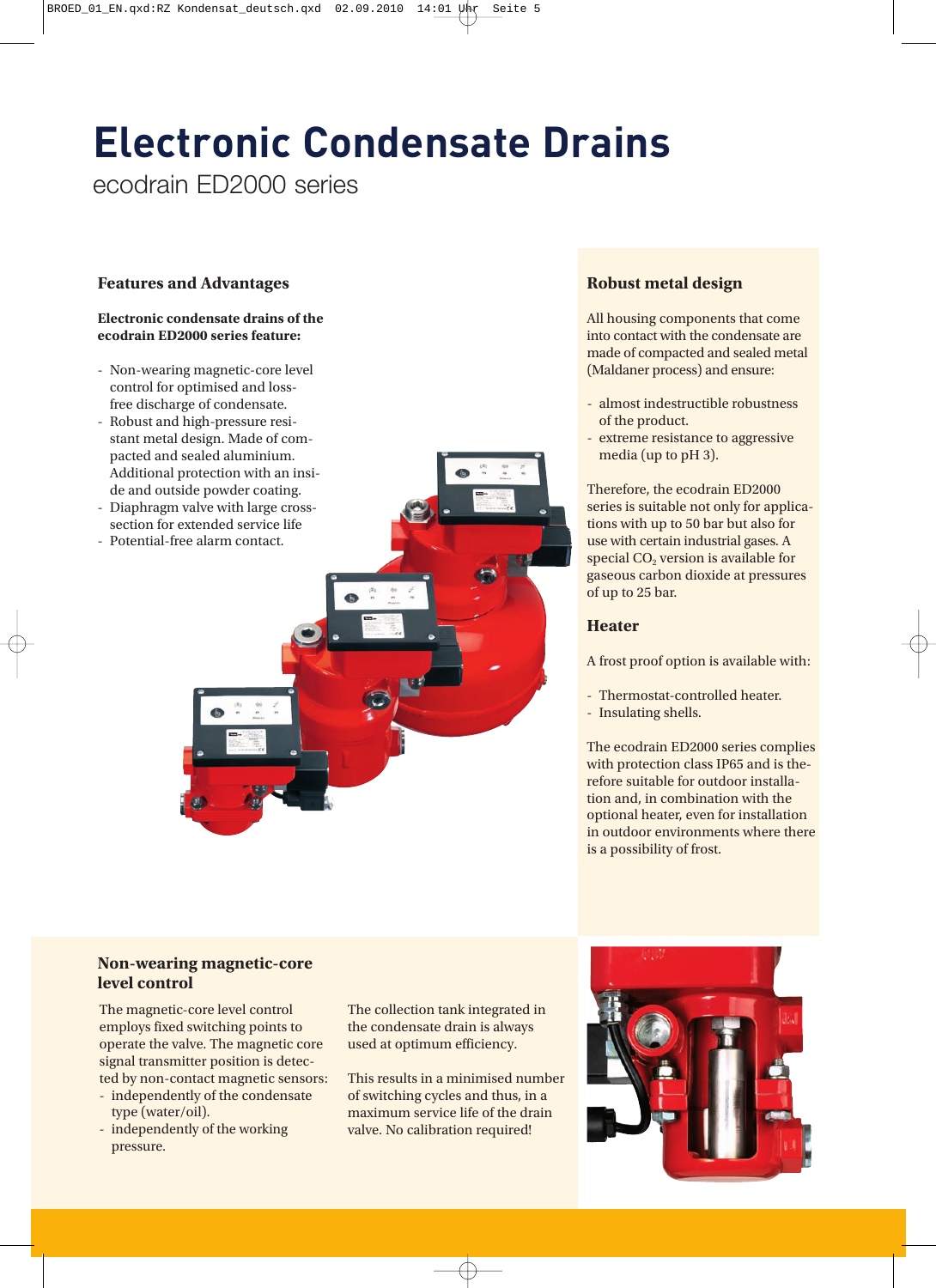# Electronic Condensate Drains

ecodrain ED2000 series

## Features and Advantages

**Electronic condensate drains of the ecodrain ED2000 series feature:**

- Non-wearing magnetic-core level control for optimised and loss-free discharge of condensate.
- Robust and high-pressure resistant metal design. Made of compacted and sealed aluminium. Additional protection with an inside and outside powder coating.
- Diaphragm valve with large cross-section for extended service life
- Potential-free alarm contact.

## Robust metal design

All housing components that come into contact with the condensate are made of compacted and sealed metal (Maldaner process) and ensure:

- almost indestructible robustness of the product.
- extreme resistance to aggressive media (up to pH 3).

Therefore, the ecodrain ED2000 series is suitable not only for applications with up to 50 bar but also for use with certain industrial gases. A special $CO_2$ version is available for gaseous carbon dioxide at pressures of up to 25 bar.

## Heater

A frost proof option is available with:

- Thermostat-controlled heater.
- Insulating shells.

The ecodrain ED2000 series complies with protection class IP65 and is therefore suitable for outdoor installation and, in combination with the optional heater, even for installation in outdoor environments where there is a possibility of frost.

## Non-wearing magnetic-core level control

The magnetic-core level control employs fixed switching points to operate the valve. The magnetic core signal transmitter position is detected by non-contact magnetic sensors:

- independently of the condensate type (water/oil).
- independently of the working pressure.

The collection tank integrated in the condensate drain is always used at optimum efficiency.

This results in a minimised number of switching cycles and thus, in a maximum service life of the drain valve. No calibration required!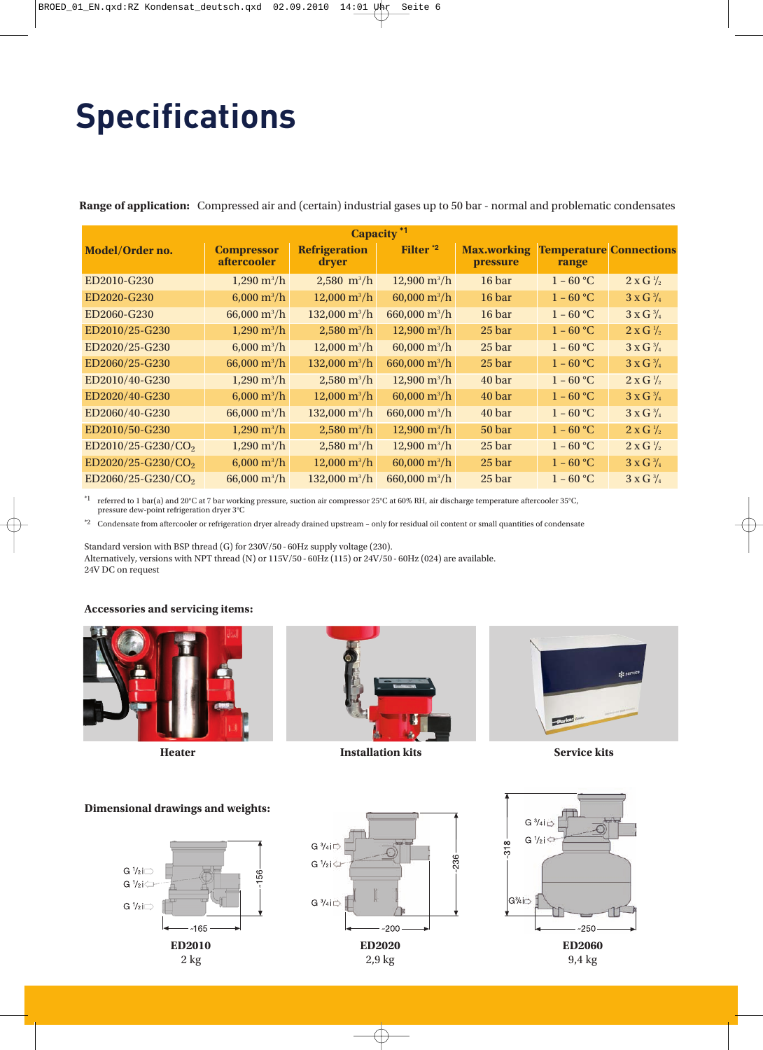# Specifications

**Range of application:** Compressed air and (certain) industrial gases up to 50 bar - normal and problematic condensates

| Model/Order no. | Capacity [*1] | | | Max.working pressure | Temperature range | Connections |
|---|---|---|---|---|---|---|
| | Compressor aftercooler | Refrigeration dryer | Filter [*2] | | | |
| ED2010-G230 | 1,290 $m^3/h$ | 2,580 $m^3/h$ | 12,900 $m^3/h$ | 16 bar | 1 – 60 °C | 2 x G ½ |
| ED2020-G230 | 6,000 $m^3/h$ | 12,000 $m^3/h$ | 60,000 $m^3/h$ | 16 bar | 1 – 60 °C | 3 x G ¾ |
| ED2060-G230 | 66,000 $m^3/h$ | 132,000 $m^3/h$ | 660,000 $m^3/h$ | 16 bar | 1 – 60 °C | 3 x G ¾ |
| ED2010/25-G230 | 1,290 $m^3/h$ | 2,580 $m^3/h$ | 12,900 $m^3/h$ | 25 bar | 1 – 60 °C | 2 x G ½ |
| ED2020/25-G230 | 6,000 $m^3/h$ | 12,000 $m^3/h$ | 60,000 $m^3/h$ | 25 bar | 1 – 60 °C | 3 x G ¾ |
| ED2060/25-G230 | 66,000 $m^3/h$ | 132,000 $m^3/h$ | 660,000 $m^3/h$ | 25 bar | 1 – 60 °C | 3 x G ¾ |
| ED2010/40-G230 | 1,290 $m^3/h$ | 2,580 $m^3/h$ | 12,900 $m^3/h$ | 40 bar | 1 – 60 °C | 2 x G ½ |
| ED2020/40-G230 | 6,000 $m^3/h$ | 12,000 $m^3/h$ | 60,000 $m^3/h$ | 40 bar | 1 – 60 °C | 3 x G ¾ |
| ED2060/40-G230 | 66,000 $m^3/h$ | 132,000 $m^3/h$ | 660,000 $m^3/h$ | 40 bar | 1 – 60 °C | 3 x G ¾ |
| ED2010/50-G230 | 1,290 $m^3/h$ | 2,580 $m^3/h$ | 12,900 $m^3/h$ | 50 bar | 1 – 60 °C | 2 x G ½ |
| ED2010/25-G230/$CO_2$ | 1,290 $m^3/h$ | 2,580 $m^3/h$ | 12,900 $m^3/h$ | 25 bar | 1 – 60 °C | 2 x G ½ |
| ED2020/25-G230/$CO_2$ | 6,000 $m^3/h$ | 12,000 $m^3/h$ | 60,000 $m^3/h$ | 25 bar | 1 – 60 °C | 3 x G ¾ |
| ED2060/25-G230/$CO_2$ | 66,000 $m^3/h$ | 132,000 $m^3/h$ | 660,000 $m^3/h$ | 25 bar | 1 – 60 °C | 3 x G ¾ |

[*1] referred to 1 bar(a) and 20°C at 7 bar working pressure, suction air compressor 25°C at 60% RH, air discharge temperature aftercooler 35°C, pressure dew-point refrigeration dryer 3°C

[*2] Condensate from aftercooler or refrigeration dryer already drained upstream – only for residual oil content or small quantities of condensate

Standard version with BSP thread (G) for 230V/50 - 60Hz supply voltage (230).
Alternatively, versions with NPT thread (N) or 115V/50 - 60Hz (115) or 24V/50 - 60Hz (024) are available.
24V DC on request

**Accessories and servicing items:**

Heater

Installation kits

Service kits

**Dimensional drawings and weights:**

**ED2010**
2 kg

**ED2020**
2,9 kg

**ED2060**
9,4 kg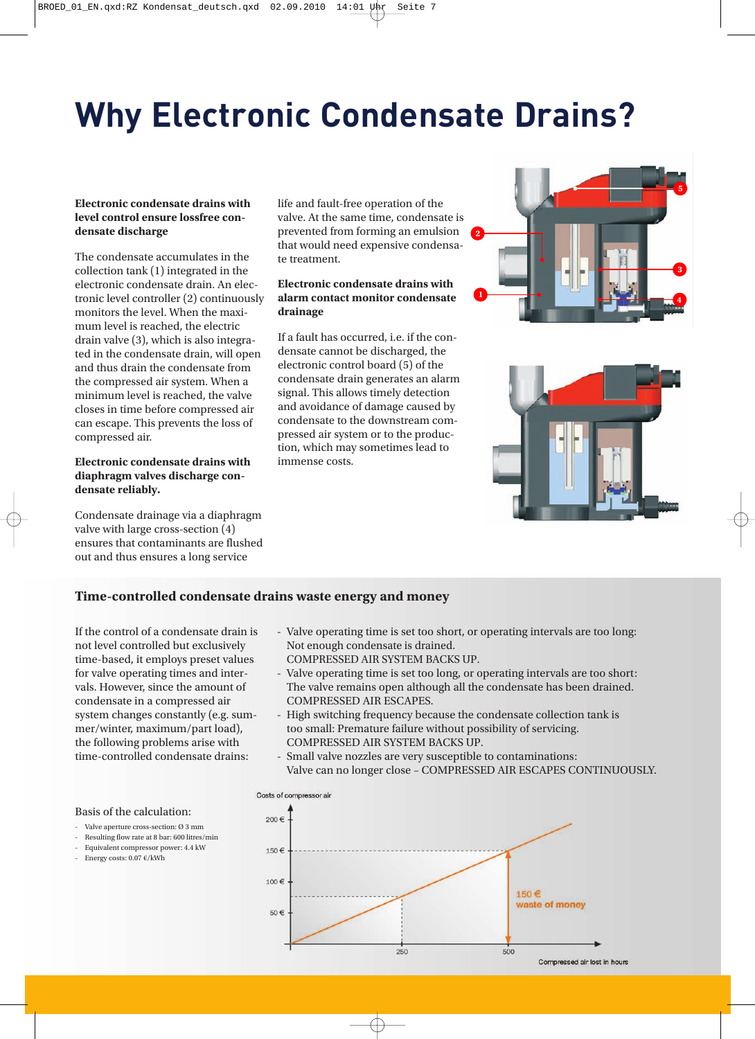# Why Electronic Condensate Drains?

**Electronic condensate drains with level control ensure lossfree condensate discharge**

The condensate accumulates in the collection tank (1) integrated in the electronic condensate drain. An electronic level controller (2) continuously monitors the level. When the maximum level is reached, the electric drain valve (3), which is also integrated in the condensate drain, will open and thus drain the condensate from the compressed air system. When a minimum level is reached, the valve closes in time before compressed air can escape. This prevents the loss of compressed air.

**Electronic condensate drains with diaphragm valves discharge condensate reliably.**

Condensate drainage via a diaphragm valve with large cross-section (4) ensures that contaminants are flushed out and thus ensures a long service life and fault-free operation of the valve. At the same time, condensate is prevented from forming an emulsion that would need expensive condensate treatment.

**Electronic condensate drains with alarm contact monitor condensate drainage**

If a fault has occurred, i.e. if the condensate cannot be discharged, the electronic control board (5) of the condensate drain generates an alarm signal. This allows timely detection and avoidance of damage caused by condensate to the downstream compressed air system or to the production, which may sometimes lead to immense costs.

## Time-controlled condensate drains waste energy and money

If the control of a condensate drain is not level controlled but exclusively time-based, it employs preset values for valve operating times and intervals. However, since the amount of condensate in a compressed air system changes constantly (e.g. summer/winter, maximum/part load), the following problems arise with time-controlled condensate drains:

- Valve operating time is set too short, or operating intervals are too long: Not enough condensate is drained. COMPRESSED AIR SYSTEM BACKS UP.
- Valve operating time is set too long, or operating intervals are too short: The valve remains open although all the condensate has been drained. COMPRESSED AIR ESCAPES.
- High switching frequency because the condensate collection tank is too small: Premature failure without possibility of servicing. COMPRESSED AIR SYSTEM BACKS UP.
- Small valve nozzles are very susceptible to contaminations: Valve can no longer close – COMPRESSED AIR ESCAPES CONTINUOUSLY.

Basis of the calculation:

- Valve aperture cross-section: Ø 3 mm
- Resulting flow rate at 8 bar: 600 litres/min
- Equivalent compressor power: 4.4 kW
- Energy costs: 0.07 €/kWh

Costs of compressor air

150 € waste of money

Compressed air lost in hours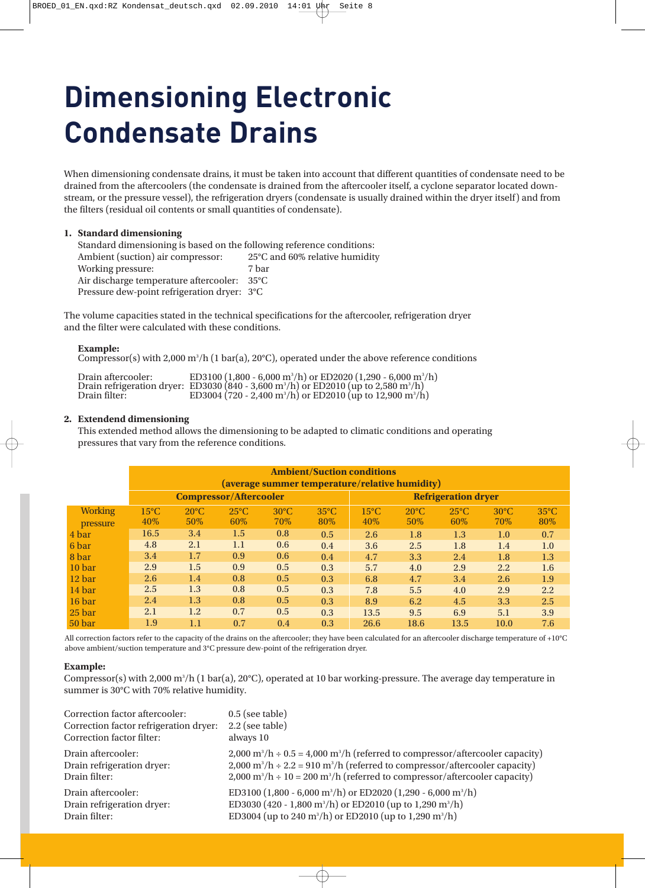# Dimensioning Electronic Condensate Drains

When dimensioning condensate drains, it must be taken into account that different quantities of condensate need to be drained from the aftercoolers (the condensate is drained from the aftercooler itself, a cyclone separator located downstream, or the pressure vessel), the refrigeration dryers (condensate is usually drained within the dryer itself) and from the filters (residual oil contents or small quantities of condensate).

**1. Standard dimensioning**

Standard dimensioning is based on the following reference conditions:

| | |
|---|---|
| Ambient (suction) air compressor: | 25°C and 60% relative humidity |
| Working pressure: | 7 bar |
| Air discharge temperature aftercooler: | 35°C |
| Pressure dew-point refrigeration dryer: | 3°C |

The volume capacities stated in the technical specifications for the aftercooler, refrigeration dryer and the filter were calculated with these conditions.

**Example:**
Compressor(s) with 2,000 m³/h (1 bar(a), 20°C), operated under the above reference conditions

| | |
|---|---|
| Drain aftercooler: | ED3100 (1,800 - 6,000 m³/h) or ED2020 (1,290 - 6,000 m³/h) |
| Drain refrigeration dryer: | ED3030 (840 - 3,600 m³/h) or ED2010 (up to 2,580 m³/h) |
| Drain filter: | ED3004 (720 - 2,400 m³/h) or ED2010 (up to 12,900 m³/h) |

**2. Extendend dimensioning**

This extended method allows the dimensioning to be adapted to climatic conditions and operating pressures that vary from the reference conditions.

| | Ambient/Suction conditions (average summer temperature/relative humidity) | | | | | | | | | |
|---|---|---|---|---|---|---|---|---|---|---|
| | Compressor/Aftercooler | | | | | Refrigeration dryer | | | | |
| Working pressure | 15°C 40% | 20°C 50% | 25°C 60% | 30°C 70% | 35°C 80% | 15°C 40% | 20°C 50% | 25°C 60% | 30°C 70% | 35°C 80% |
| 4 bar | 16.5 | 3.4 | 1.5 | 0.8 | 0.5 | 2.6 | 1.8 | 1.3 | 1.0 | 0.7 |
| 6 bar | 4.8 | 2.1 | 1.1 | 0.6 | 0.4 | 3.6 | 2.5 | 1.8 | 1.4 | 1.0 |
| 8 bar | 3.4 | 1.7 | 0.9 | 0.6 | 0.4 | 4.7 | 3.3 | 2.4 | 1.8 | 1.3 |
| 10 bar | 2.9 | 1.5 | 0.9 | 0.5 | 0.3 | 5.7 | 4.0 | 2.9 | 2.2 | 1.6 |
| 12 bar | 2.6 | 1.4 | 0.8 | 0.5 | 0.3 | 6.8 | 4.7 | 3.4 | 2.6 | 1.9 |
| 14 bar | 2.5 | 1.3 | 0.8 | 0.5 | 0.3 | 7.8 | 5.5 | 4.0 | 2.9 | 2.2 |
| 16 bar | 2.4 | 1.3 | 0.8 | 0.5 | 0.3 | 8.9 | 6.2 | 4.5 | 3.3 | 2.5 |
| 25 bar | 2.1 | 1.2 | 0.7 | 0.5 | 0.3 | 13.5 | 9.5 | 6.9 | 5.1 | 3.9 |
| 50 bar | 1.9 | 1.1 | 0.7 | 0.4 | 0.3 | 26.6 | 18.6 | 13.5 | 10.0 | 7.6 |

All correction factors refer to the capacity of the drains on the aftercooler; they have been calculated for an aftercooler discharge temperature of +10°C above ambient/suction temperature and 3°C pressure dew-point of the refrigeration dryer.

**Example:**
Compressor(s) with 2,000 m³/h (1 bar(a), 20°C), operated at 10 bar working-pressure. The average day temperature in summer is 30°C with 70% relative humidity.

| | |
|---|---|
| Correction factor aftercooler: | 0.5 (see table) |
| Correction factor refrigeration dryer: | 2.2 (see table) |
| Correction factor filter: | always 10 |

| | |
|---|---|
| Drain aftercooler: | 2,000 m³/h ÷ 0.5 = 4,000 m³/h (referred to compressor/aftercooler capacity) |
| Drain refrigeration dryer: | 2,000 m³/h ÷ 2.2 = 910 m³/h (referred to compressor/aftercooler capacity) |
| Drain filter: | 2,000 m³/h ÷ 10 = 200 m³/h (referred to compressor/aftercooler capacity) |

| | |
|---|---|
| Drain aftercooler: | ED3100 (1,800 - 6,000 m³/h) or ED2020 (1,290 - 6,000 m³/h) |
| Drain refrigeration dryer: | ED3030 (420 - 1,800 m³/h) or ED2010 (up to 1,290 m³/h) |
| Drain filter: | ED3004 (up to 240 m³/h) or ED2010 (up to 1,290 m³/h) |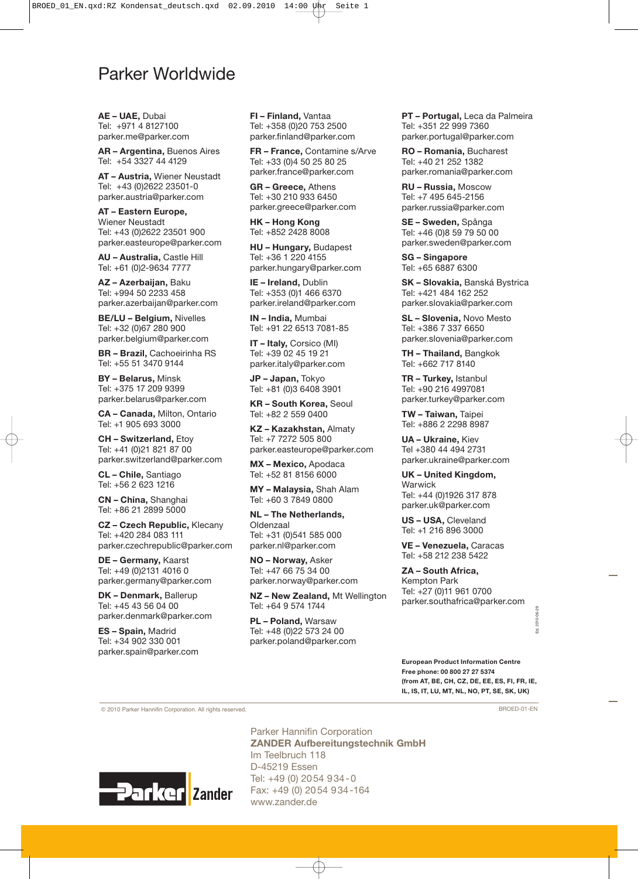# Parker Worldwide

**AE – UAE,** Dubai
Tel: +971 4 8127100
parker.me@parker.com

**AR – Argentina,** Buenos Aires
Tel: +54 3327 44 4129

**AT – Austria,** Wiener Neustadt
Tel: +43 (0)2622 23501-0
parker.austria@parker.com

**AT – Eastern Europe,**
Wiener Neustadt
Tel: +43 (0)2622 23501 900
parker.easteurope@parker.com

**AU – Australia,** Castle Hill
Tel: +61 (0)2-9634 7777

**AZ – Azerbaijan,** Baku
Tel: +994 50 2233 458
parker.azerbaijan@parker.com

**BE/LU – Belgium,** Nivelles
Tel: +32 (0)67 280 900
parker.belgium@parker.com

**BR – Brazil,** Cachoeirinha RS
Tel: +55 51 3470 9144

**BY – Belarus,** Minsk
Tel: +375 17 209 9399
parker.belarus@parker.com

**CA – Canada,** Milton, Ontario
Tel: +1 905 693 3000

**CH – Switzerland,** Etoy
Tel: +41 (0)21 821 87 00
parker.switzerland@parker.com

**CL – Chile,** Santiago
Tel: +56 2 623 1216

**CN – China,** Shanghai
Tel: +86 21 2899 5000

**CZ – Czech Republic,** Klecany
Tel: +420 284 083 111
parker.czechrepublic@parker.com

**DE – Germany,** Kaarst
Tel: +49 (0)2131 4016 0
parker.germany@parker.com

**DK – Denmark,** Ballerup
Tel: +45 43 56 04 00
parker.denmark@parker.com

**ES – Spain,** Madrid
Tel: +34 902 330 001
parker.spain@parker.com

**FI – Finland,** Vantaa
Tel: +358 (0)20 753 2500
parker.finland@parker.com

**FR – France,** Contamine s/Arve
Tel: +33 (0)4 50 25 80 25
parker.france@parker.com

**GR – Greece,** Athens
Tel: +30 210 933 6450
parker.greece@parker.com

**HK – Hong Kong**
Tel: +852 2428 8008

**HU – Hungary,** Budapest
Tel: +36 1 220 4155
parker.hungary@parker.com

**IE – Ireland,** Dublin
Tel: +353 (0)1 466 6370
parker.ireland@parker.com

**IN – India,** Mumbai
Tel: +91 22 6513 7081-85

**IT – Italy,** Corsico (MI)
Tel: +39 02 45 19 21
parker.italy@parker.com

**JP – Japan,** Tokyo
Tel: +81 (0)3 6408 3901

**KR – South Korea,** Seoul
Tel: +82 2 559 0400

**KZ – Kazakhstan,** Almaty
Tel: +7 7272 505 800
parker.easteurope@parker.com

**MX – Mexico,** Apodaca
Tel: +52 81 8156 6000

**MY – Malaysia,** Shah Alam
Tel: +60 3 7849 0800

**NL – The Netherlands,**
Oldenzaal
Tel: +31 (0)541 585 000
parker.nl@parker.com

**NO – Norway,** Asker
Tel: +47 66 75 34 00
parker.norway@parker.com

**NZ – New Zealand,** Mt Wellington
Tel: +64 9 574 1744

**PL – Poland,** Warsaw
Tel: +48 (0)22 573 24 00
parker.poland@parker.com

**PT – Portugal,** Leca da Palmeira
Tel: +351 22 999 7360
parker.portugal@parker.com

**RO – Romania,** Bucharest
Tel: +40 21 252 1382
parker.romania@parker.com

**RU – Russia,** Moscow
Tel: +7 495 645-2156
parker.russia@parker.com

**SE – Sweden,** Spånga
Tel: +46 (0)8 59 79 50 00
parker.sweden@parker.com

**SG – Singapore**
Tel: +65 6887 6300

**SK – Slovakia,** Banská Bystrica
Tel: +421 484 162 252
parker.slovakia@parker.com

**SL – Slovenia,** Novo Mesto
Tel: +386 7 337 6650
parker.slovenia@parker.com

**TH – Thailand,** Bangkok
Tel: +662 717 8140

**TR – Turkey,** Istanbul
Tel: +90 216 4997081
parker.turkey@parker.com

**TW – Taiwan,** Taipei
Tel: +886 2 2298 8987

**UA – Ukraine,** Kiev
Tel +380 44 494 2731
parker.ukraine@parker.com

**UK – United Kingdom,**
Warwick
Tel: +44 (0)1926 317 878
parker.uk@parker.com

**US – USA,** Cleveland
Tel: +1 216 896 3000

**VE – Venezuela,** Caracas
Tel: +58 212 238 5422

**ZA – South Africa,**
Kempton Park
Tel: +27 (0)11 961 0700
parker.southafrica@parker.com

Ed. 2010-06-29

**European Product Information Centre**
**Free phone: 00 800 27 27 5374**
**(from AT, BE, CH, CZ, DE, EE, ES, FI, FR, IE, IL, IS, IT, LU, MT, NL, NO, PT, SE, SK, UK)**

© 2010 Parker Hannifin Corporation. All rights reserved.

BROED-01-EN

Parker Zander

Parker Hannifin Corporation
**ZANDER Aufbereitungstechnik GmbH**
Im Teelbruch 118
D-45219 Essen
Tel: +49 (0) 2054 934-0
Fax: +49 (0) 2054 934-164
www.zander.de